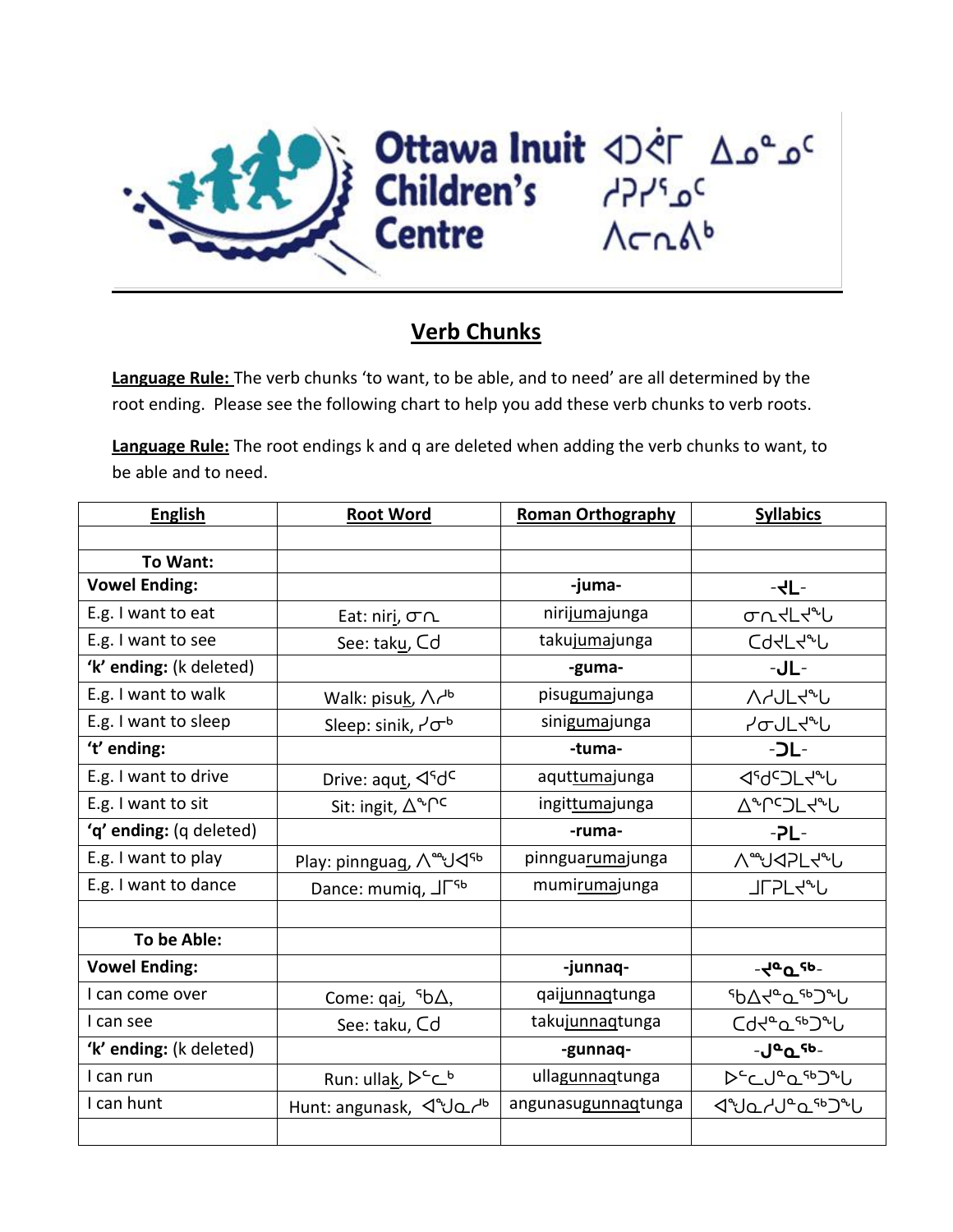# Ottawa Inuit Children's Centre

ᐊᑐᕚᒥ ᐃᓄᓐᓄᑦ ᓱᕈᓯᕐᓄᑦ ᐱᓕᕆᕕᒃ

## Verb Chunks

**Language Rule:** The verb chunks 'to want, to be able, and to need' are all determined by the root ending. Please see the following chart to help you add these verb chunks to verb roots.

**Language Rule:** The root endings k and q are deleted when adding the verb chunks to want, to be able and to need.

| English | Root Word | Roman Orthography | Syllabics |
|---|---|---|---|
| | | | |
| **To Want:** | | | |
| **Vowel Ending:** | | **-juma-** | **-ᔪᒪ-** |
| E.g. I want to eat | Eat: niri, ᓂᕆ | nirijumajunga | ᓂᕆᔪᒪᔪᖓ |
| E.g. I want to see | See: taku, ᑕᑯ | takujumajunga | ᑕᑯᔪᒪᔪᖓ |
| **'k' ending:** (k deleted) | | **-guma-** | **-ᒍᒪ-** |
| E.g. I want to walk | Walk: pisuk, ᐱᓱᒃ | pisugumajunga | ᐱᓱᒍᒪᔪᖓ |
| E.g. I want to sleep | Sleep: sinik, ᓯᓂᒃ | sinigumajunga | ᓯᓂᒍᒪᔪᖓ |
| **'t' ending:** | | **-tuma-** | **-ᑐᒪ-** |
| E.g. I want to drive | Drive: aqut, ᐊᕐᑯᑦ | aquttumajunga | ᐊᕐᑯᑦᑐᒪᔪᖓ |
| E.g. I want to sit | Sit: ingit, ᐃᖏᑦ | ingittumajunga | ᐃᖏᑦᑐᒪᔪᖓ |
| **'q' ending:** (q deleted) | | **-ruma-** | **-ᕈᒪ-** |
| E.g. I want to play | Play: pinnguaq, ᐱᙳᐊᖅ | pinnguarumajunga | ᐱᙳᐊᕈᒪᔪᖓ |
| E.g. I want to dance | Dance: mumiq, ᒧᒥᖅ | mumirumajunga | ᒧᒥᕈᒪᔪᖓ |
| | | | |
| **To be Able:** | | | |
| **Vowel Ending:** | | **-junnaq-** | **-ᔪᓐᓇᖅ-** |
| I can come over | Come: qai, ᖃᐃ, | qaijunnaqtunga | ᖃᐃᔪᓐᓇᖅᑐᖓ |
| I can see | See: taku, ᑕᑯ | takujunnaqtunga | ᑕᑯᔪᓐᓇᖅᑐᖓ |
| **'k' ending:** (k deleted) | | **-gunnaq-** | **-ᒍᓐᓇᖅ-** |
| I can run | Run: ullak, ᐅᓪᓚᒃ | ullagunnaqtunga | ᐅᓪᓚᒍᓐᓇᖅᑐᖓ |
| I can hunt | Hunt: angunask, ᐊᖑᓇᓱᒃ | angunasugunnaqtunga | ᐊᖑᓇᓱᒍᓐᓇᖅᑐᖓ |
| | | | |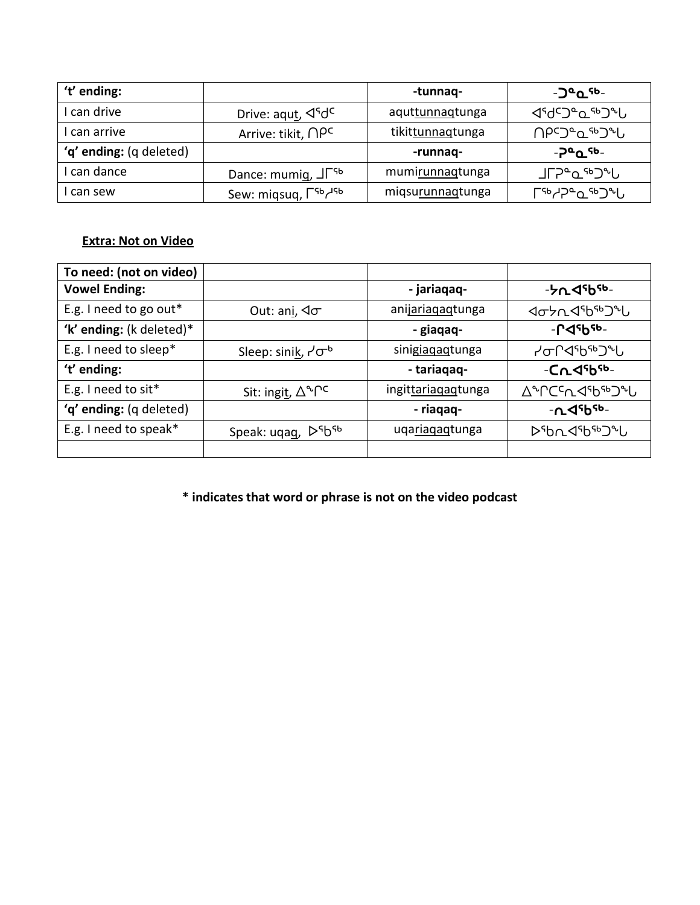| | | | |
|---|---|---|---|
| **'t' ending:** | | **-tunnaq-** | **-ᑐᓐᓇᖅ-** |
| I can drive | Drive: aqu<u>t</u>, ᐊᖁᑦ | aqut<u>tunnaq</u>tunga | ᐊᖁᑦᑐᓐᓇᖅᑐᖓ |
| I can arrive | Arrive: tikit, ᑎᑭᑦ | tikit<u>tunnaq</u>tunga | ᑎᑭᑦᑐᓐᓇᖅᑐᖓ |
| **'q' ending:** (q deleted) | | **-runnaq-** | **-ᕈᓐᓇᖅ-** |
| I can dance | Dance: mumi<u>q</u>, ᒧᒥᖅ | mumi<u>runnaq</u>tunga | ᒧᒥᕈᓐᓇᖅᑐᖓ |
| I can sew | Sew: miqsuq, ᒥᖅᓱᖅ | miqsu<u>runnaq</u>tunga | ᒥᖅᓱᕈᓐᓇᖅᑐᖓ |

**<u>Extra: Not on Video</u>**

| | | | |
|---|---|---|---|
| **To need: (not on video)** | | | |
| **Vowel Ending:** | | **- jariaqaq-** | **-ᔭᕆᐊᖃᖅ-** |
| E.g. I need to go out* | Out: an<u>i</u>, ᐊᓂ | ani<u>jariaqaq</u>tunga | ᐊᓂᔭᕆᐊᖃᖅᑐᖓ |
| **'k' ending:** (k deleted)* | | **- giaqaq-** | **-ᒋᐊᖃᖅ-** |
| E.g. I need to sleep* | Sleep: sini<u>k</u>, ᓯᓂᒃ | sini<u>giaqaq</u>tunga | ᓯᓂᒋᐊᖃᖅᑐᖓ |
| **'t' ending:** | | **- tariaqaq-** | **-ᑕᕆᐊᖃᖅ-** |
| E.g. I need to sit* | Sit: ingi<u>t</u>, ᐃᖏᑦ | ingit<u>tariaqaq</u>tunga | ᐃᖏᑦᑕᕆᐊᖃᖅᑐᖓ |
| **'q' ending:** (q deleted) | | **- riaqaq-** | **-ᕆᐊᖃᖅ-** |
| E.g. I need to speak* | Speak: uqa<u>q</u>, ᐅᖃᖅ | uqa<u>riaqaq</u>tunga | ᐅᖃᕆᐊᖃᖅᑐᖓ |
| | | | |

**\* indicates that word or phrase is not on the video podcast**